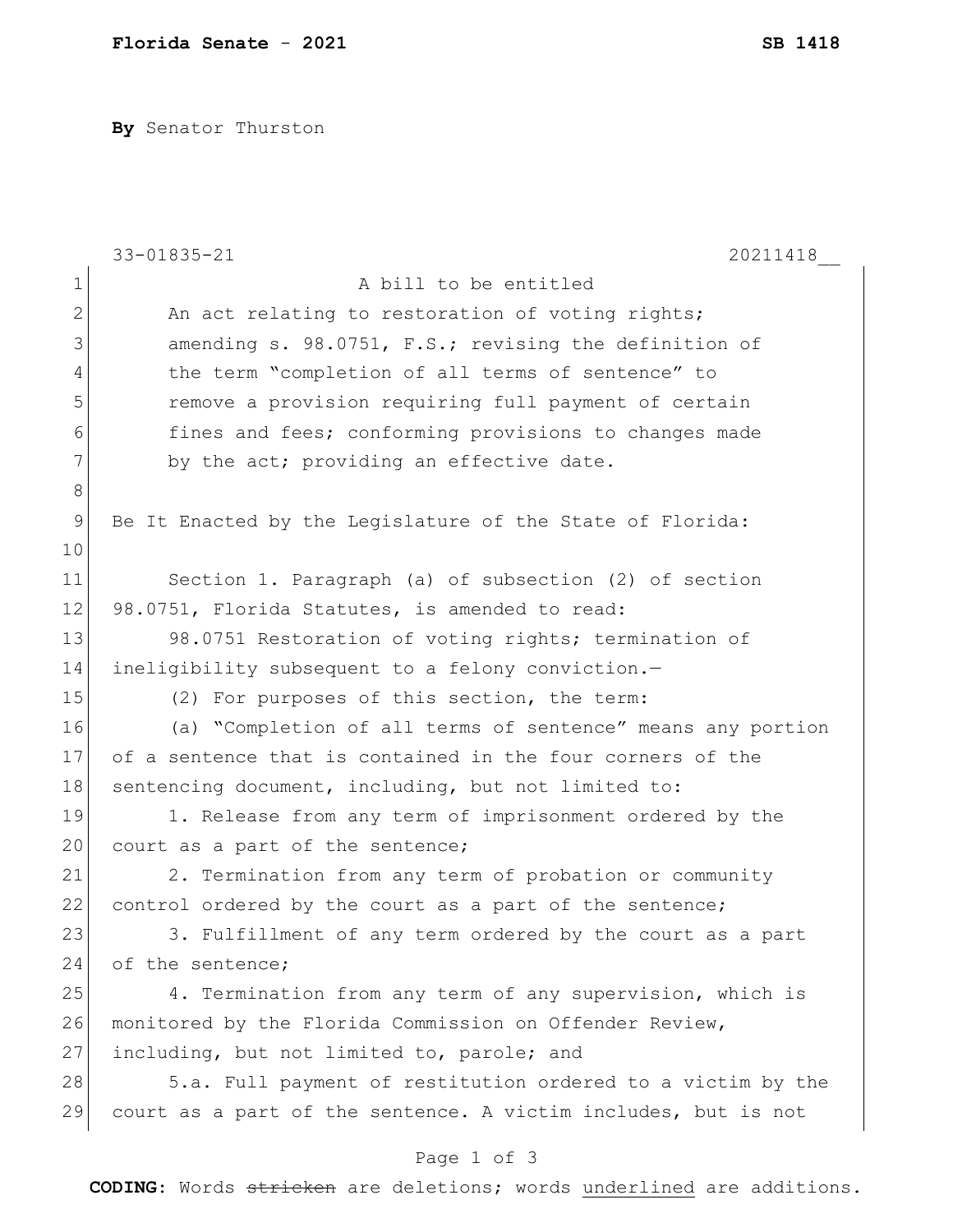**Florida Senate - 2021** **SB 1418**

**By** Senator Thurston

33-01835-21 20211418__

1 A bill to be entitled
2 An act relating to restoration of voting rights;
3 amending s. 98.0751, F.S.; revising the definition of
4 the term "completion of all terms of sentence" to
5 remove a provision requiring full payment of certain
6 fines and fees; conforming provisions to changes made
7 by the act; providing an effective date.
8
9 Be It Enacted by the Legislature of the State of Florida:
10
11 Section 1. Paragraph (a) of subsection (2) of section
12 98.0751, Florida Statutes, is amended to read:
13 98.0751 Restoration of voting rights; termination of
14 ineligibility subsequent to a felony conviction.—
15 (2) For purposes of this section, the term:
16 (a) "Completion of all terms of sentence" means any portion
17 of a sentence that is contained in the four corners of the
18 sentencing document, including, but not limited to:
19 1. Release from any term of imprisonment ordered by the
20 court as a part of the sentence;
21 2. Termination from any term of probation or community
22 control ordered by the court as a part of the sentence;
23 3. Fulfillment of any term ordered by the court as a part
24 of the sentence;
25 4. Termination from any term of any supervision, which is
26 monitored by the Florida Commission on Offender Review,
27 including, but not limited to, parole; and
28 5.a. Full payment of restitution ordered to a victim by the
29 court as a part of the sentence. A victim includes, but is not

**CODING:** Words ~~stricken~~ are deletions; words underlined are additions.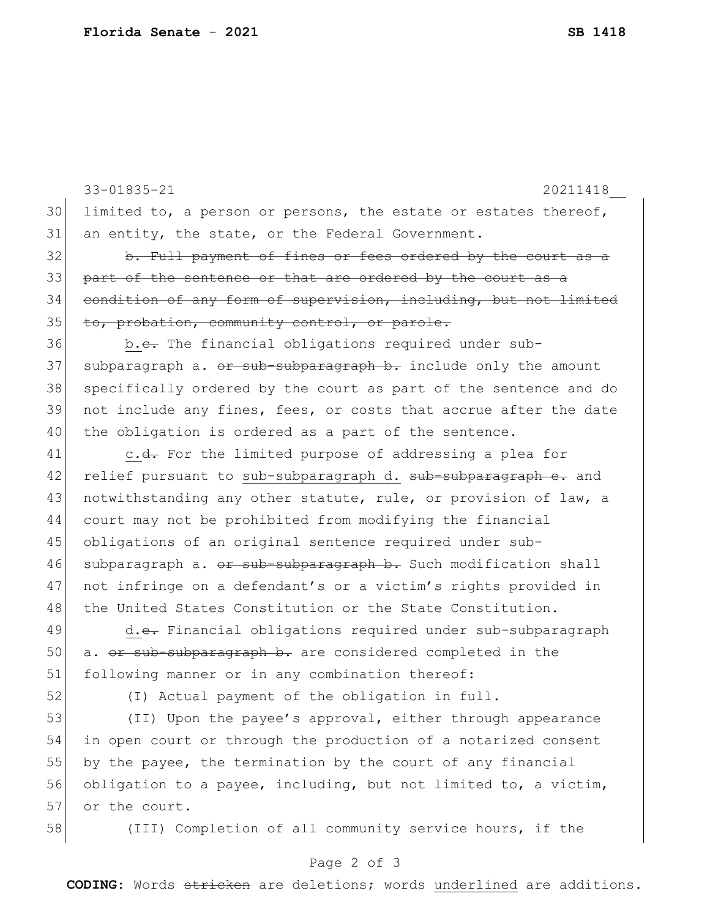limited to, a person or persons, the estate or estates thereof, an entity, the state, or the Federal Government.

~~b. Full payment of fines or fees ordered by the court as a part of the sentence or that are ordered by the court as a condition of any form of supervision, including, but not limited to, probation, community control, or parole.~~

<u>b.</u>~~c.~~ The financial obligations required under sub-subparagraph a. ~~or sub-subparagraph b.~~ include only the amount specifically ordered by the court as part of the sentence and do not include any fines, fees, or costs that accrue after the date the obligation is ordered as a part of the sentence.

<u>c.</u>~~d.~~ For the limited purpose of addressing a plea for relief pursuant to <u>sub-subparagraph d.</u> ~~sub-subparagraph e.~~ and notwithstanding any other statute, rule, or provision of law, a court may not be prohibited from modifying the financial obligations of an original sentence required under sub-subparagraph a. ~~or sub-subparagraph b.~~ Such modification shall not infringe on a defendant's or a victim's rights provided in the United States Constitution or the State Constitution.

<u>d.</u>~~e.~~ Financial obligations required under sub-subparagraph a. ~~or sub-subparagraph b.~~ are considered completed in the following manner or in any combination thereof:

(I) Actual payment of the obligation in full.

(II) Upon the payee's approval, either through appearance in open court or through the production of a notarized consent by the payee, the termination by the court of any financial obligation to a payee, including, but not limited to, a victim, or the court.

(III) Completion of all community service hours, if the

**CODING:** Words ~~stricken~~ are deletions; words <u>underlined</u> are additions.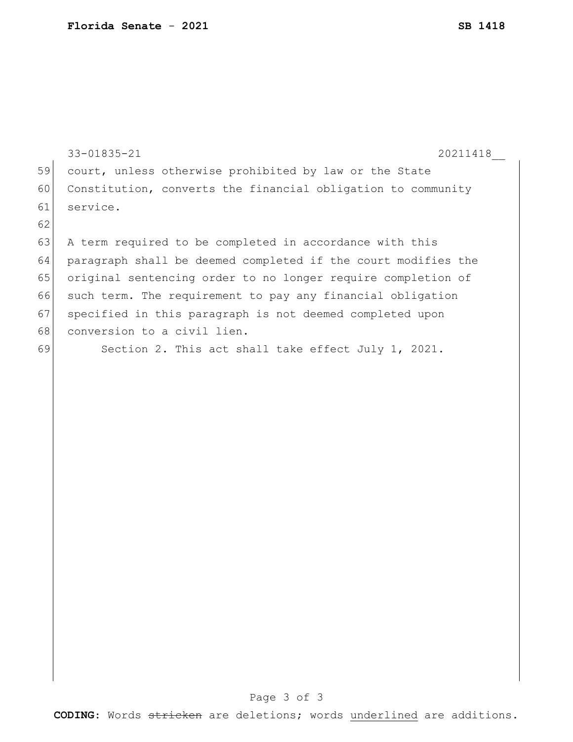court, unless otherwise prohibited by law or the State Constitution, converts the financial obligation to community service.

A term required to be completed in accordance with this paragraph shall be deemed completed if the court modifies the original sentencing order to no longer require completion of such term. The requirement to pay any financial obligation specified in this paragraph is not deemed completed upon conversion to a civil lien.

Section 2. This act shall take effect July 1, 2021.